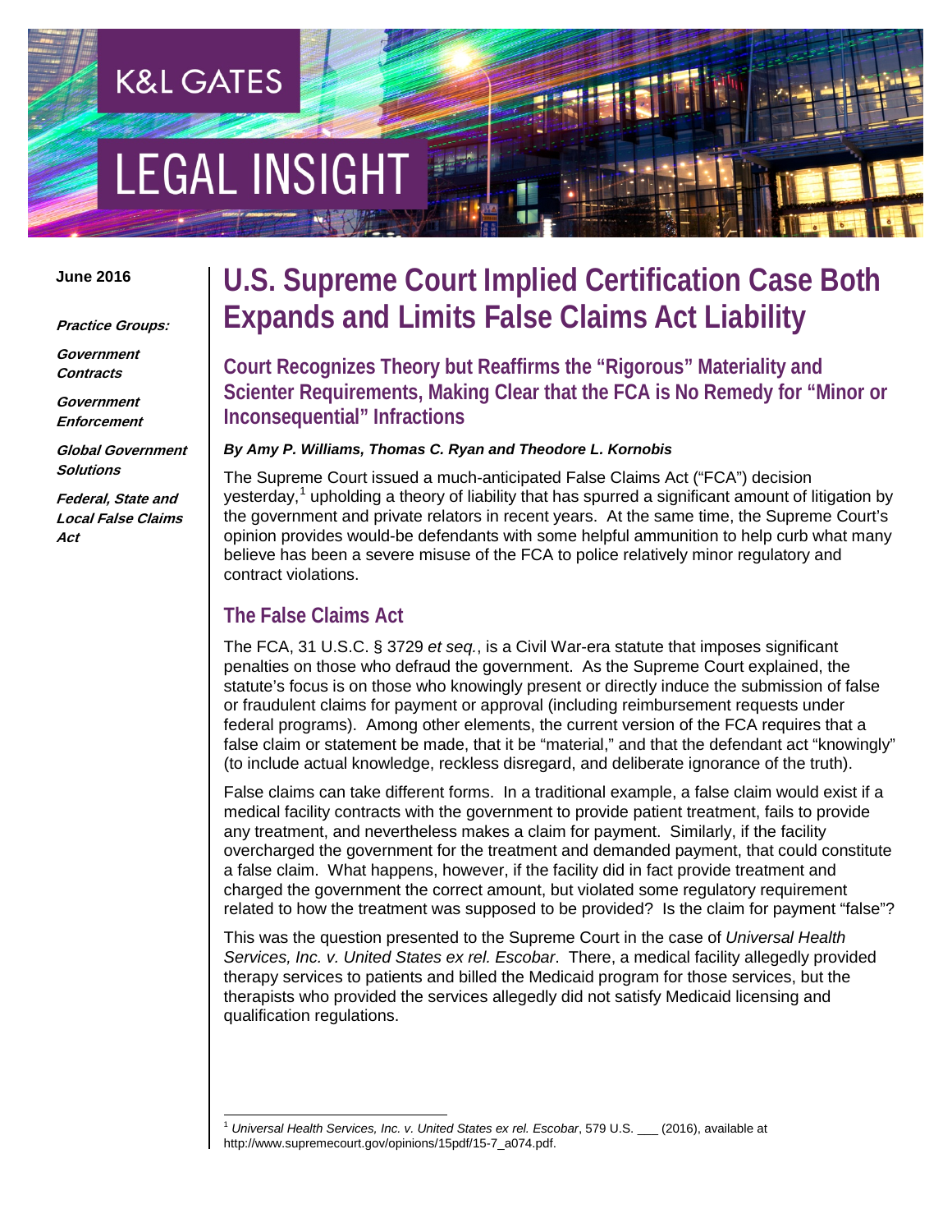K&L GATES

LEGAL INSIGHT

**June 2016**

***Practice Groups:***

***Government Contracts***

***Government Enforcement***

***Global Government Solutions***

***Federal, State and Local False Claims Act***

# U.S. Supreme Court Implied Certification Case Both Expands and Limits False Claims Act Liability

## Court Recognizes Theory but Reaffirms the "Rigorous" Materiality and Scienter Requirements, Making Clear that the FCA is No Remedy for "Minor or Inconsequential" Infractions

***By Amy P. Williams, Thomas C. Ryan and Theodore L. Kornobis***

The Supreme Court issued a much-anticipated False Claims Act ("FCA") decision yesterday,[1] upholding a theory of liability that has spurred a significant amount of litigation by the government and private relators in recent years. At the same time, the Supreme Court's opinion provides would-be defendants with some helpful ammunition to help curb what many believe has been a severe misuse of the FCA to police relatively minor regulatory and contract violations.

## The False Claims Act

The FCA, 31 U.S.C. § 3729 *et seq.*, is a Civil War-era statute that imposes significant penalties on those who defraud the government. As the Supreme Court explained, the statute's focus is on those who knowingly present or directly induce the submission of false or fraudulent claims for payment or approval (including reimbursement requests under federal programs). Among other elements, the current version of the FCA requires that a false claim or statement be made, that it be "material," and that the defendant act "knowingly" (to include actual knowledge, reckless disregard, and deliberate ignorance of the truth).

False claims can take different forms. In a traditional example, a false claim would exist if a medical facility contracts with the government to provide patient treatment, fails to provide any treatment, and nevertheless makes a claim for payment. Similarly, if the facility overcharged the government for the treatment and demanded payment, that could constitute a false claim. What happens, however, if the facility did in fact provide treatment and charged the government the correct amount, but violated some regulatory requirement related to how the treatment was supposed to be provided? Is the claim for payment "false"?

This was the question presented to the Supreme Court in the case of *Universal Health Services, Inc. v. United States ex rel. Escobar*. There, a medical facility allegedly provided therapy services to patients and billed the Medicaid program for those services, but the therapists who provided the services allegedly did not satisfy Medicaid licensing and qualification regulations.

[1] *Universal Health Services, Inc. v. United States ex rel. Escobar*, 579 U.S. ___ (2016), available at http://www.supremecourt.gov/opinions/15pdf/15-7_a074.pdf.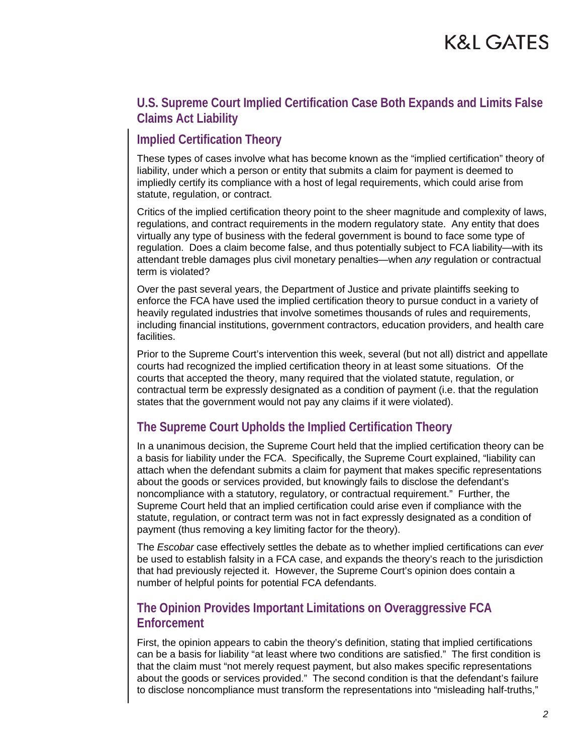## U.S. Supreme Court Implied Certification Case Both Expands and Limits False Claims Act Liability

### Implied Certification Theory

These types of cases involve what has become known as the "implied certification" theory of liability, under which a person or entity that submits a claim for payment is deemed to impliedly certify its compliance with a host of legal requirements, which could arise from statute, regulation, or contract.

Critics of the implied certification theory point to the sheer magnitude and complexity of laws, regulations, and contract requirements in the modern regulatory state. Any entity that does virtually any type of business with the federal government is bound to face some type of regulation. Does a claim become false, and thus potentially subject to FCA liability—with its attendant treble damages plus civil monetary penalties—when *any* regulation or contractual term is violated?

Over the past several years, the Department of Justice and private plaintiffs seeking to enforce the FCA have used the implied certification theory to pursue conduct in a variety of heavily regulated industries that involve sometimes thousands of rules and requirements, including financial institutions, government contractors, education providers, and health care facilities.

Prior to the Supreme Court's intervention this week, several (but not all) district and appellate courts had recognized the implied certification theory in at least some situations. Of the courts that accepted the theory, many required that the violated statute, regulation, or contractual term be expressly designated as a condition of payment (i.e. that the regulation states that the government would not pay any claims if it were violated).

### The Supreme Court Upholds the Implied Certification Theory

In a unanimous decision, the Supreme Court held that the implied certification theory can be a basis for liability under the FCA. Specifically, the Supreme Court explained, "liability can attach when the defendant submits a claim for payment that makes specific representations about the goods or services provided, but knowingly fails to disclose the defendant's noncompliance with a statutory, regulatory, or contractual requirement." Further, the Supreme Court held that an implied certification could arise even if compliance with the statute, regulation, or contract term was not in fact expressly designated as a condition of payment (thus removing a key limiting factor for the theory).

The *Escobar* case effectively settles the debate as to whether implied certifications can *ever* be used to establish falsity in a FCA case, and expands the theory's reach to the jurisdiction that had previously rejected it. However, the Supreme Court's opinion does contain a number of helpful points for potential FCA defendants.

### The Opinion Provides Important Limitations on Overaggressive FCA Enforcement

First, the opinion appears to cabin the theory's definition, stating that implied certifications can be a basis for liability "at least where two conditions are satisfied." The first condition is that the claim must "not merely request payment, but also makes specific representations about the goods or services provided." The second condition is that the defendant's failure to disclose noncompliance must transform the representations into "misleading half-truths,"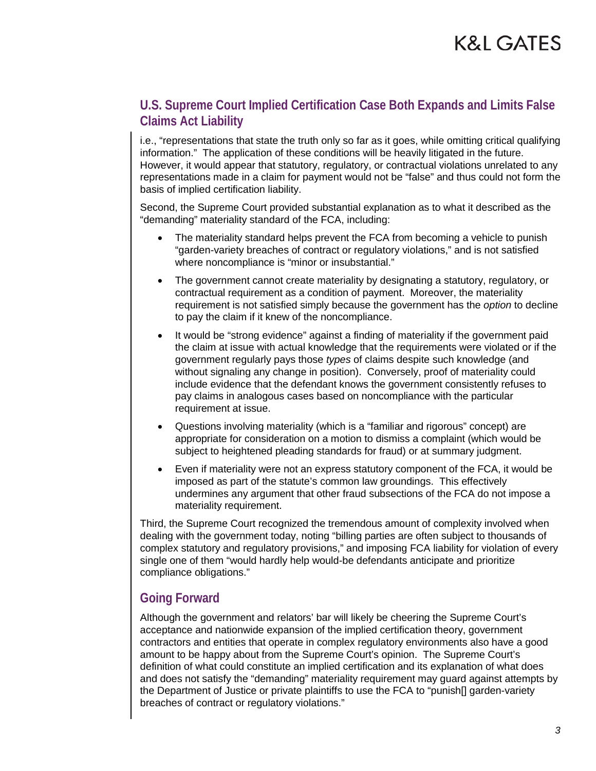## U.S. Supreme Court Implied Certification Case Both Expands and Limits False Claims Act Liability

i.e., "representations that state the truth only so far as it goes, while omitting critical qualifying information." The application of these conditions will be heavily litigated in the future. However, it would appear that statutory, regulatory, or contractual violations unrelated to any representations made in a claim for payment would not be "false" and thus could not form the basis of implied certification liability.

Second, the Supreme Court provided substantial explanation as to what it described as the "demanding" materiality standard of the FCA, including:

- The materiality standard helps prevent the FCA from becoming a vehicle to punish "garden-variety breaches of contract or regulatory violations," and is not satisfied where noncompliance is "minor or insubstantial."
- The government cannot create materiality by designating a statutory, regulatory, or contractual requirement as a condition of payment. Moreover, the materiality requirement is not satisfied simply because the government has the *option* to decline to pay the claim if it knew of the noncompliance.
- It would be "strong evidence" against a finding of materiality if the government paid the claim at issue with actual knowledge that the requirements were violated or if the government regularly pays those *types* of claims despite such knowledge (and without signaling any change in position). Conversely, proof of materiality could include evidence that the defendant knows the government consistently refuses to pay claims in analogous cases based on noncompliance with the particular requirement at issue.
- Questions involving materiality (which is a "familiar and rigorous" concept) are appropriate for consideration on a motion to dismiss a complaint (which would be subject to heightened pleading standards for fraud) or at summary judgment.
- Even if materiality were not an express statutory component of the FCA, it would be imposed as part of the statute's common law groundings. This effectively undermines any argument that other fraud subsections of the FCA do not impose a materiality requirement.

Third, the Supreme Court recognized the tremendous amount of complexity involved when dealing with the government today, noting "billing parties are often subject to thousands of complex statutory and regulatory provisions," and imposing FCA liability for violation of every single one of them "would hardly help would-be defendants anticipate and prioritize compliance obligations."

## Going Forward

Although the government and relators' bar will likely be cheering the Supreme Court's acceptance and nationwide expansion of the implied certification theory, government contractors and entities that operate in complex regulatory environments also have a good amount to be happy about from the Supreme Court's opinion. The Supreme Court's definition of what could constitute an implied certification and its explanation of what does and does not satisfy the "demanding" materiality requirement may guard against attempts by the Department of Justice or private plaintiffs to use the FCA to "punish[] garden-variety breaches of contract or regulatory violations."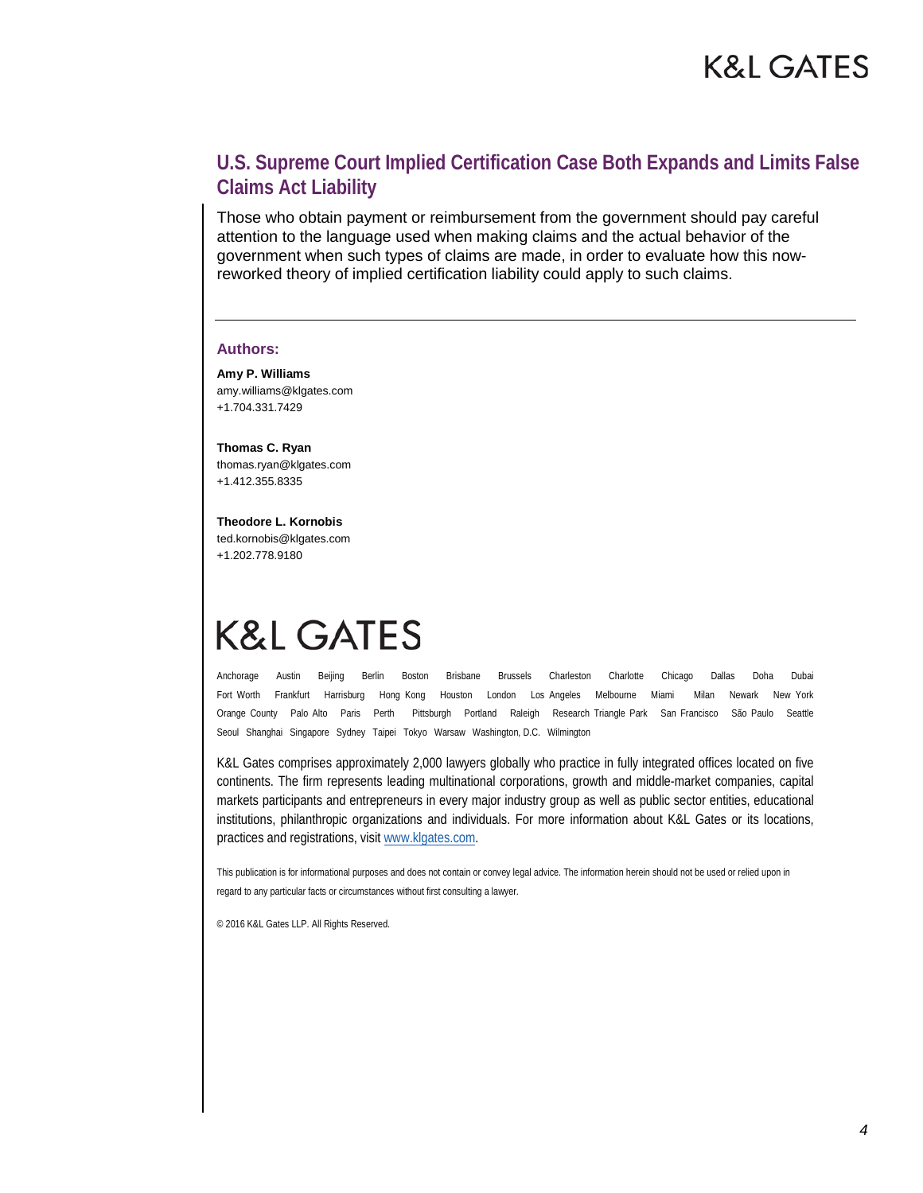## U.S. Supreme Court Implied Certification Case Both Expands and Limits False Claims Act Liability

Those who obtain payment or reimbursement from the government should pay careful attention to the language used when making claims and the actual behavior of the government when such types of claims are made, in order to evaluate how this now-reworked theory of implied certification liability could apply to such claims.

---

### Authors:

**Amy P. Williams**
amy.williams@klgates.com
+1.704.331.7429

**Thomas C. Ryan**
thomas.ryan@klgates.com
+1.412.355.8335

**Theodore L. Kornobis**
ted.kornobis@klgates.com
+1.202.778.9180

# K&L GATES

Anchorage Austin Beijing Berlin Boston Brisbane Brussels Charleston Charlotte Chicago Dallas Doha Dubai Fort Worth Frankfurt Harrisburg Hong Kong Houston London Los Angeles Melbourne Miami Milan Newark New York Orange County Palo Alto Paris Perth Pittsburgh Portland Raleigh Research Triangle Park San Francisco São Paulo Seattle Seoul Shanghai Singapore Sydney Taipei Tokyo Warsaw Washington, D.C. Wilmington

K&L Gates comprises approximately 2,000 lawyers globally who practice in fully integrated offices located on five continents. The firm represents leading multinational corporations, growth and middle-market companies, capital markets participants and entrepreneurs in every major industry group as well as public sector entities, educational institutions, philanthropic organizations and individuals. For more information about K&L Gates or its locations, practices and registrations, visit www.klgates.com.

This publication is for informational purposes and does not contain or convey legal advice. The information herein should not be used or relied upon in regard to any particular facts or circumstances without first consulting a lawyer.

© 2016 K&L Gates LLP. All Rights Reserved.